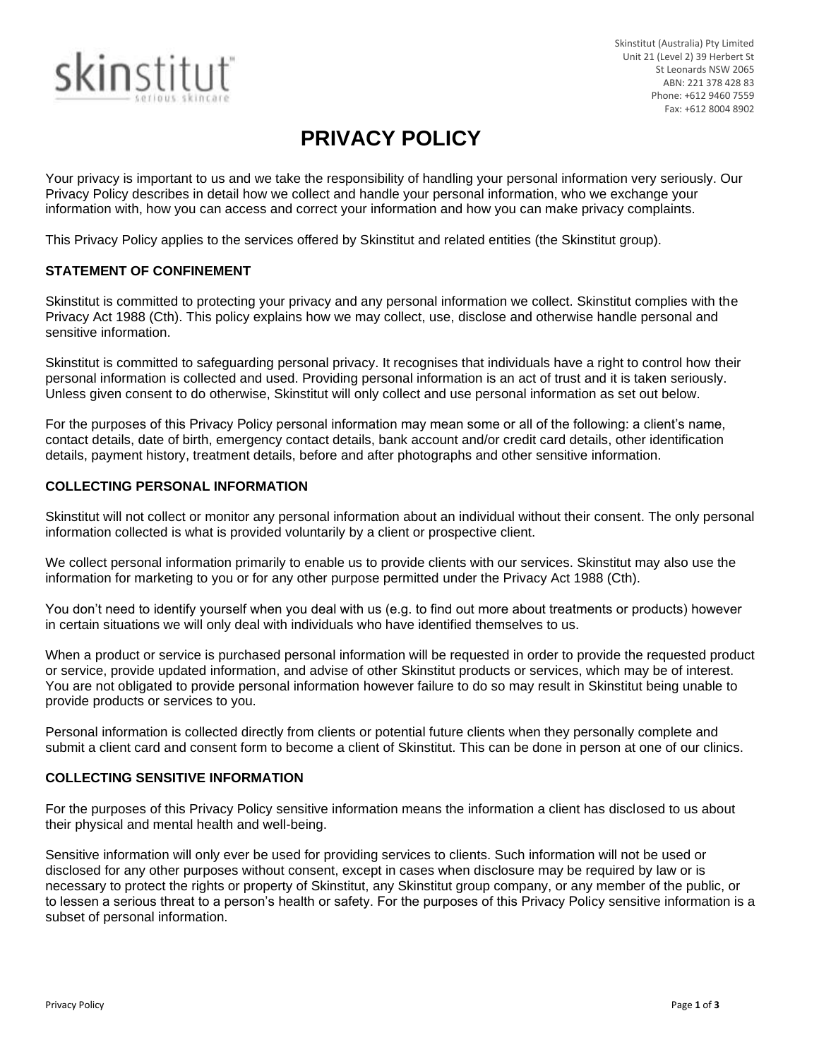skinstitut™
serious skincare

Skinstitut (Australia) Pty Limited
Unit 21 (Level 2) 39 Herbert St
St Leonards NSW 2065
ABN: 221 378 428 83
Phone: +612 9460 7559
Fax: +612 8004 8902

# PRIVACY POLICY

Your privacy is important to us and we take the responsibility of handling your personal information very seriously. Our Privacy Policy describes in detail how we collect and handle your personal information, who we exchange your information with, how you can access and correct your information and how you can make privacy complaints.

This Privacy Policy applies to the services offered by Skinstitut and related entities (the Skinstitut group).

## STATEMENT OF CONFINEMENT

Skinstitut is committed to protecting your privacy and any personal information we collect. Skinstitut complies with the Privacy Act 1988 (Cth). This policy explains how we may collect, use, disclose and otherwise handle personal and sensitive information.

Skinstitut is committed to safeguarding personal privacy. It recognises that individuals have a right to control how their personal information is collected and used. Providing personal information is an act of trust and it is taken seriously. Unless given consent to do otherwise, Skinstitut will only collect and use personal information as set out below.

For the purposes of this Privacy Policy personal information may mean some or all of the following: a client's name, contact details, date of birth, emergency contact details, bank account and/or credit card details, other identification details, payment history, treatment details, before and after photographs and other sensitive information.

## COLLECTING PERSONAL INFORMATION

Skinstitut will not collect or monitor any personal information about an individual without their consent. The only personal information collected is what is provided voluntarily by a client or prospective client.

We collect personal information primarily to enable us to provide clients with our services. Skinstitut may also use the information for marketing to you or for any other purpose permitted under the Privacy Act 1988 (Cth).

You don't need to identify yourself when you deal with us (e.g. to find out more about treatments or products) however in certain situations we will only deal with individuals who have identified themselves to us.

When a product or service is purchased personal information will be requested in order to provide the requested product or service, provide updated information, and advise of other Skinstitut products or services, which may be of interest. You are not obligated to provide personal information however failure to do so may result in Skinstitut being unable to provide products or services to you.

Personal information is collected directly from clients or potential future clients when they personally complete and submit a client card and consent form to become a client of Skinstitut. This can be done in person at one of our clinics.

## COLLECTING SENSITIVE INFORMATION

For the purposes of this Privacy Policy sensitive information means the information a client has disclosed to us about their physical and mental health and well-being.

Sensitive information will only ever be used for providing services to clients. Such information will not be used or disclosed for any other purposes without consent, except in cases when disclosure may be required by law or is necessary to protect the rights or property of Skinstitut, any Skinstitut group company, or any member of the public, or to lessen a serious threat to a person's health or safety. For the purposes of this Privacy Policy sensitive information is a subset of personal information.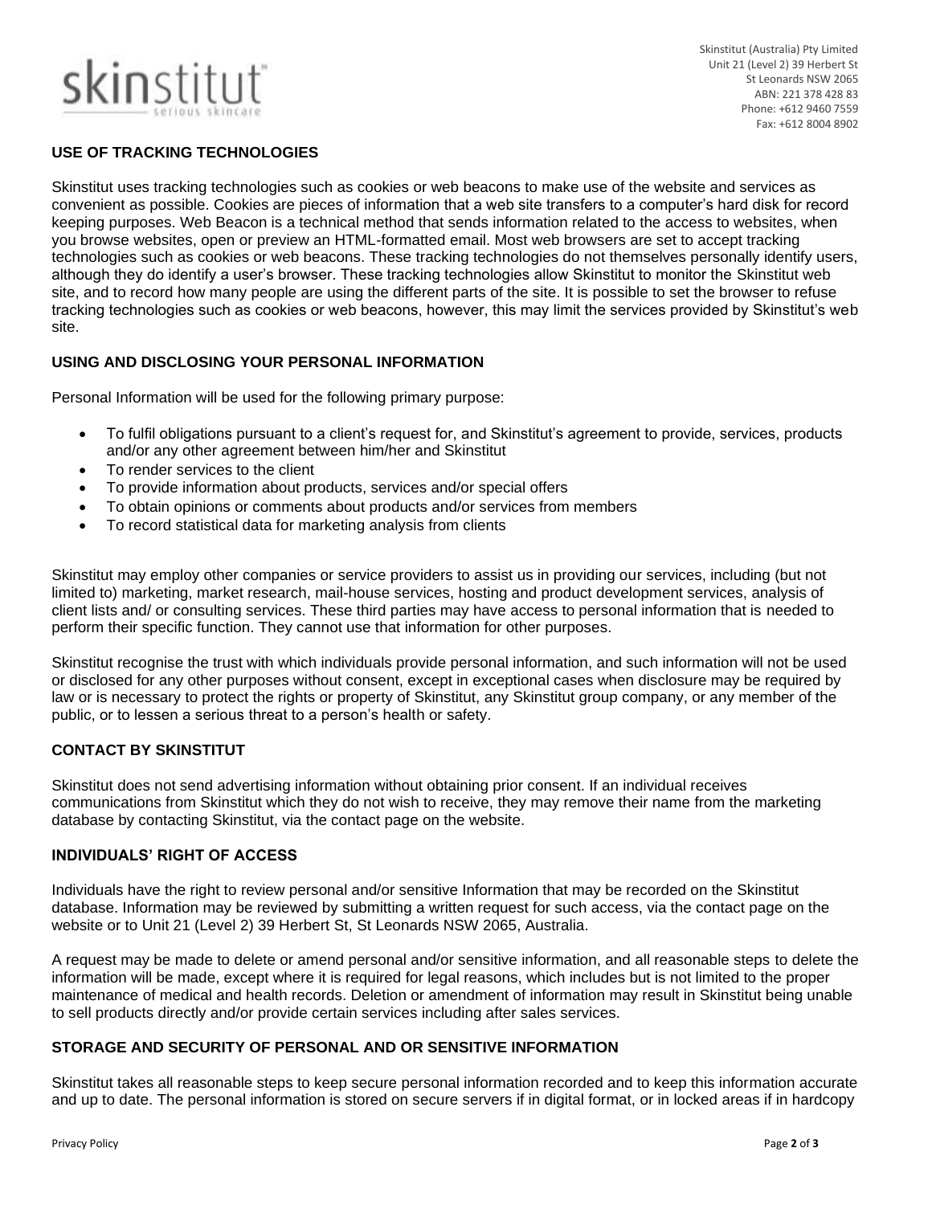## USE OF TRACKING TECHNOLOGIES

Skinstitut uses tracking technologies such as cookies or web beacons to make use of the website and services as convenient as possible. Cookies are pieces of information that a web site transfers to a computer's hard disk for record keeping purposes. Web Beacon is a technical method that sends information related to the access to websites, when you browse websites, open or preview an HTML-formatted email. Most web browsers are set to accept tracking technologies such as cookies or web beacons. These tracking technologies do not themselves personally identify users, although they do identify a user's browser. These tracking technologies allow Skinstitut to monitor the Skinstitut web site, and to record how many people are using the different parts of the site. It is possible to set the browser to refuse tracking technologies such as cookies or web beacons, however, this may limit the services provided by Skinstitut's web site.

## USING AND DISCLOSING YOUR PERSONAL INFORMATION

Personal Information will be used for the following primary purpose:

- To fulfil obligations pursuant to a client's request for, and Skinstitut's agreement to provide, services, products and/or any other agreement between him/her and Skinstitut
- To render services to the client
- To provide information about products, services and/or special offers
- To obtain opinions or comments about products and/or services from members
- To record statistical data for marketing analysis from clients

Skinstitut may employ other companies or service providers to assist us in providing our services, including (but not limited to) marketing, market research, mail-house services, hosting and product development services, analysis of client lists and/ or consulting services. These third parties may have access to personal information that is needed to perform their specific function. They cannot use that information for other purposes.

Skinstitut recognise the trust with which individuals provide personal information, and such information will not be used or disclosed for any other purposes without consent, except in exceptional cases when disclosure may be required by law or is necessary to protect the rights or property of Skinstitut, any Skinstitut group company, or any member of the public, or to lessen a serious threat to a person's health or safety.

## CONTACT BY SKINSTITUT

Skinstitut does not send advertising information without obtaining prior consent. If an individual receives communications from Skinstitut which they do not wish to receive, they may remove their name from the marketing database by contacting Skinstitut, via the contact page on the website.

## INDIVIDUALS' RIGHT OF ACCESS

Individuals have the right to review personal and/or sensitive Information that may be recorded on the Skinstitut database. Information may be reviewed by submitting a written request for such access, via the contact page on the website or to Unit 21 (Level 2) 39 Herbert St, St Leonards NSW 2065, Australia.

A request may be made to delete or amend personal and/or sensitive information, and all reasonable steps to delete the information will be made, except where it is required for legal reasons, which includes but is not limited to the proper maintenance of medical and health records. Deletion or amendment of information may result in Skinstitut being unable to sell products directly and/or provide certain services including after sales services.

## STORAGE AND SECURITY OF PERSONAL AND OR SENSITIVE INFORMATION

Skinstitut takes all reasonable steps to keep secure personal information recorded and to keep this information accurate and up to date. The personal information is stored on secure servers if in digital format, or in locked areas if in hardcopy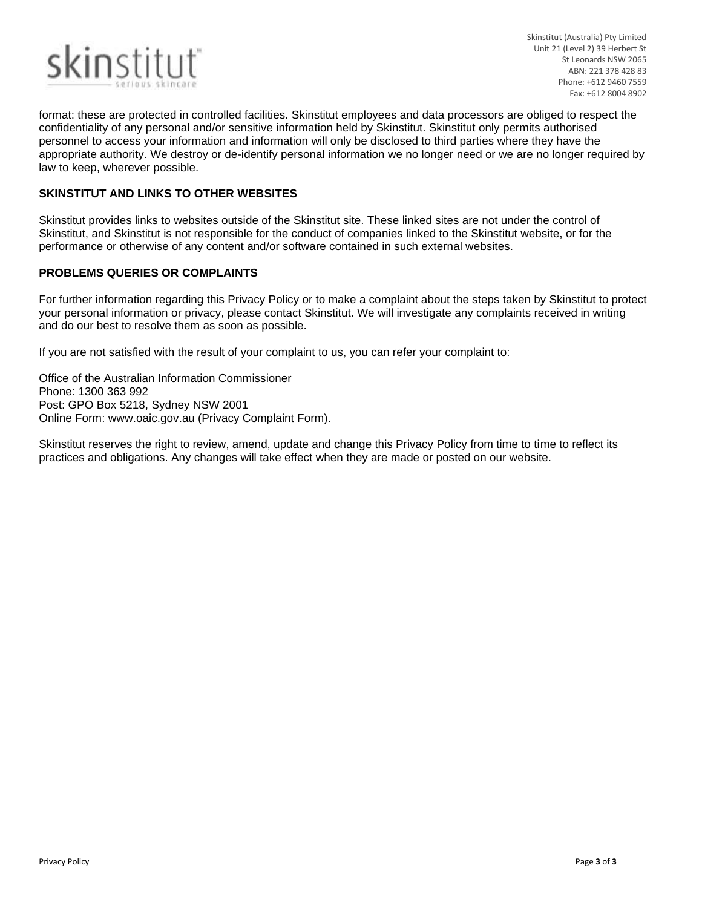format: these are protected in controlled facilities. Skinstitut employees and data processors are obliged to respect the confidentiality of any personal and/or sensitive information held by Skinstitut. Skinstitut only permits authorised personnel to access your information and information will only be disclosed to third parties where they have the appropriate authority. We destroy or de-identify personal information we no longer need or we are no longer required by law to keep, wherever possible.

## SKINSTITUT AND LINKS TO OTHER WEBSITES

Skinstitut provides links to websites outside of the Skinstitut site. These linked sites are not under the control of Skinstitut, and Skinstitut is not responsible for the conduct of companies linked to the Skinstitut website, or for the performance or otherwise of any content and/or software contained in such external websites.

## PROBLEMS QUERIES OR COMPLAINTS

For further information regarding this Privacy Policy or to make a complaint about the steps taken by Skinstitut to protect your personal information or privacy, please contact Skinstitut. We will investigate any complaints received in writing and do our best to resolve them as soon as possible.

If you are not satisfied with the result of your complaint to us, you can refer your complaint to:

Office of the Australian Information Commissioner
Phone: 1300 363 992
Post: GPO Box 5218, Sydney NSW 2001
Online Form: www.oaic.gov.au (Privacy Complaint Form).

Skinstitut reserves the right to review, amend, update and change this Privacy Policy from time to time to reflect its practices and obligations. Any changes will take effect when they are made or posted on our website.